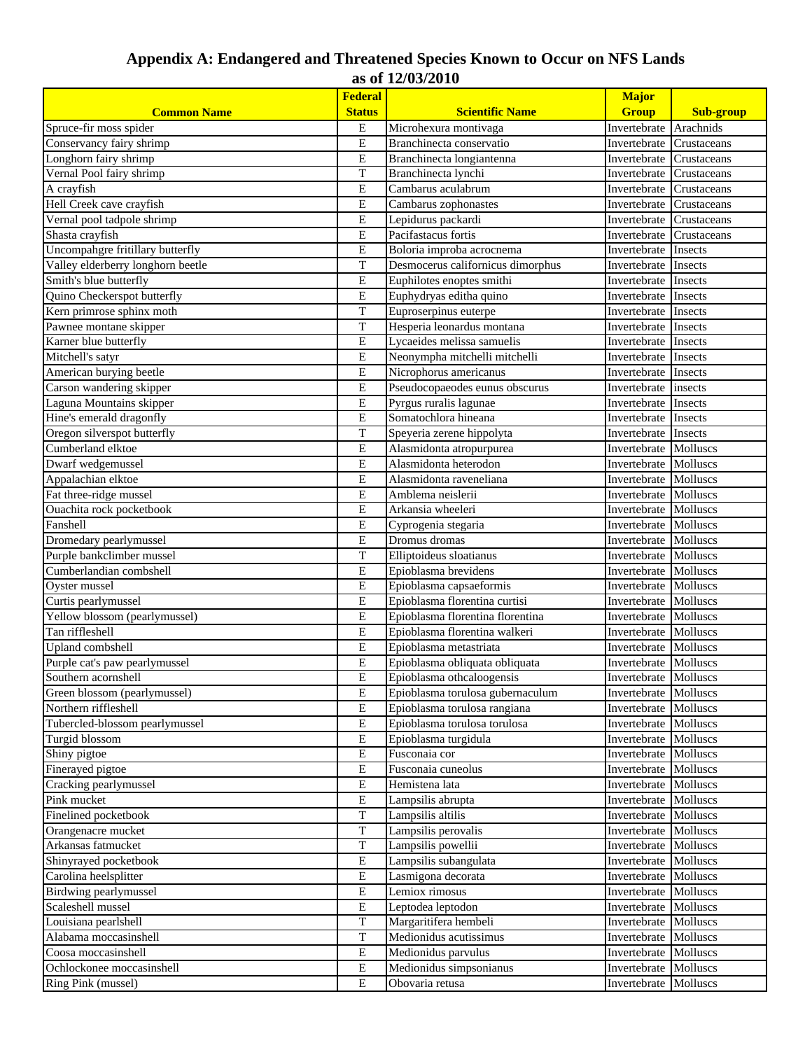# Appendix A: Endangered and Threatened Species Known to Occur on NFS Lands

## as of 12/03/2010

| Common Name | Federal Status | Scientific Name | Major Group | Sub-group |
|---|---|---|---|---|
| Spruce-fir moss spider | E | Microhexura montivaga | Invertebrate | Arachnids |
| Conservancy fairy shrimp | E | Branchinecta conservatio | Invertebrate | Crustaceans |
| Longhorn fairy shrimp | E | Branchinecta longiantenna | Invertebrate | Crustaceans |
| Vernal Pool fairy shrimp | T | Branchinecta lynchi | Invertebrate | Crustaceans |
| A crayfish | E | Cambarus aculabrum | Invertebrate | Crustaceans |
| Hell Creek cave crayfish | E | Cambarus zophonastes | Invertebrate | Crustaceans |
| Vernal pool tadpole shrimp | E | Lepidurus packardi | Invertebrate | Crustaceans |
| Shasta crayfish | E | Pacifastacus fortis | Invertebrate | Crustaceans |
| Uncompahgre fritillary butterfly | E | Boloria improba acrocnema | Invertebrate | Insects |
| Valley elderberry longhorn beetle | T | Desmocerus californicus dimorphus | Invertebrate | Insects |
| Smith's blue butterfly | E | Euphilotes enoptes smithi | Invertebrate | Insects |
| Quino Checkerspot butterfly | E | Euphydryas editha quino | Invertebrate | Insects |
| Kern primrose sphinx moth | T | Euproserpinus euterpe | Invertebrate | Insects |
| Pawnee montane skipper | T | Hesperia leonardus montana | Invertebrate | Insects |
| Karner blue butterfly | E | Lycaeides melissa samuelis | Invertebrate | Insects |
| Mitchell's satyr | E | Neonympha mitchelli mitchelli | Invertebrate | Insects |
| American burying beetle | E | Nicrophorus americanus | Invertebrate | Insects |
| Carson wandering skipper | E | Pseudocopaeodes eunus obscurus | Invertebrate | insects |
| Laguna Mountains skipper | E | Pyrgus ruralis lagunae | Invertebrate | Insects |
| Hine's emerald dragonfly | E | Somatochlora hineana | Invertebrate | Insects |
| Oregon silverspot butterfly | T | Speyeria zerene hippolyta | Invertebrate | Insects |
| Cumberland elktoe | E | Alasmidonta atropurpurea | Invertebrate | Molluscs |
| Dwarf wedgemussel | E | Alasmidonta heterodon | Invertebrate | Molluscs |
| Appalachian elktoe | E | Alasmidonta raveneliana | Invertebrate | Molluscs |
| Fat three-ridge mussel | E | Amblema neislerii | Invertebrate | Molluscs |
| Ouachita rock pocketbook | E | Arkansia wheeleri | Invertebrate | Molluscs |
| Fanshell | E | Cyprogenia stegaria | Invertebrate | Molluscs |
| Dromedary pearlymussel | E | Dromus dromas | Invertebrate | Molluscs |
| Purple bankclimber mussel | T | Elliptoideus sloatianus | Invertebrate | Molluscs |
| Cumberlandian combshell | E | Epioblasma brevidens | Invertebrate | Molluscs |
| Oyster mussel | E | Epioblasma capsaeformis | Invertebrate | Molluscs |
| Curtis pearlymussel | E | Epioblasma florentina curtisi | Invertebrate | Molluscs |
| Yellow blossom (pearlymussel) | E | Epioblasma florentina florentina | Invertebrate | Molluscs |
| Tan riffleshell | E | Epioblasma florentina walkeri | Invertebrate | Molluscs |
| Upland combshell | E | Epioblasma metastriata | Invertebrate | Molluscs |
| Purple cat's paw pearlymussel | E | Epioblasma obliquata obliquata | Invertebrate | Molluscs |
| Southern acornshell | E | Epioblasma othcaloogensis | Invertebrate | Molluscs |
| Green blossom (pearlymussel) | E | Epioblasma torulosa gubernaculum | Invertebrate | Molluscs |
| Northern riffleshell | E | Epioblasma torulosa rangiana | Invertebrate | Molluscs |
| Tubercled-blossom pearlymussel | E | Epioblasma torulosa torulosa | Invertebrate | Molluscs |
| Turgid blossom | E | Epioblasma turgidula | Invertebrate | Molluscs |
| Shiny pigtoe | E | Fusconaia cor | Invertebrate | Molluscs |
| Finerayed pigtoe | E | Fusconaia cuneolus | Invertebrate | Molluscs |
| Cracking pearlymussel | E | Hemistena lata | Invertebrate | Molluscs |
| Pink mucket | E | Lampsilis abrupta | Invertebrate | Molluscs |
| Finelined pocketbook | T | Lampsilis altilis | Invertebrate | Molluscs |
| Orangenacre mucket | T | Lampsilis perovalis | Invertebrate | Molluscs |
| Arkansas fatmucket | T | Lampsilis powellii | Invertebrate | Molluscs |
| Shinyrayed pocketbook | E | Lampsilis subangulata | Invertebrate | Molluscs |
| Carolina heelsplitter | E | Lasmigona decorata | Invertebrate | Molluscs |
| Birdwing pearlymussel | E | Lemiox rimosus | Invertebrate | Molluscs |
| Scaleshell mussel | E | Leptodea leptodon | Invertebrate | Molluscs |
| Louisiana pearlshell | T | Margaritifera hembeli | Invertebrate | Molluscs |
| Alabama moccasinshell | T | Medionidus acutissimus | Invertebrate | Molluscs |
| Coosa moccasinshell | E | Medionidus parvulus | Invertebrate | Molluscs |
| Ochlockonee moccasinshell | E | Medionidus simpsonianus | Invertebrate | Molluscs |
| Ring Pink (mussel) | E | Obovaria retusa | Invertebrate | Molluscs |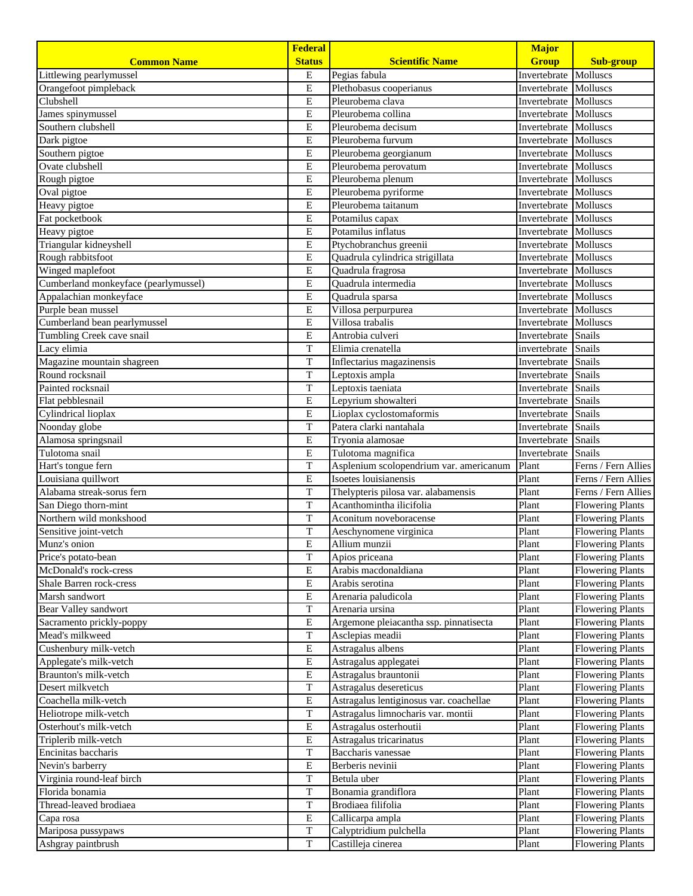| Common Name | Federal Status | Scientific Name | Major Group | Sub-group |
|---|---|---|---|---|
| Littlewing pearlymussel | E | Pegias fabula | Invertebrate | Molluscs |
| Orangefoot pimpleback | E | Plethobasus cooperianus | Invertebrate | Molluscs |
| Clubshell | E | Pleurobema clava | Invertebrate | Molluscs |
| James spinymussel | E | Pleurobema collina | Invertebrate | Molluscs |
| Southern clubshell | E | Pleurobema decisum | Invertebrate | Molluscs |
| Dark pigtoe | E | Pleurobema furvum | Invertebrate | Molluscs |
| Southern pigtoe | E | Pleurobema georgianum | Invertebrate | Molluscs |
| Ovate clubshell | E | Pleurobema perovatum | Invertebrate | Molluscs |
| Rough pigtoe | E | Pleurobema plenum | Invertebrate | Molluscs |
| Oval pigtoe | E | Pleurobema pyriforme | Invertebrate | Molluscs |
| Heavy pigtoe | E | Pleurobema taitanum | Invertebrate | Molluscs |
| Fat pocketbook | E | Potamilus capax | Invertebrate | Molluscs |
| Heavy pigtoe | E | Potamilus inflatus | Invertebrate | Molluscs |
| Triangular kidneyshell | E | Ptychobranchus greenii | Invertebrate | Molluscs |
| Rough rabbitsfoot | E | Quadrula cylindrica strigillata | Invertebrate | Molluscs |
| Winged maplefoot | E | Quadrula fragrosa | Invertebrate | Molluscs |
| Cumberland monkeyface (pearlymussel) | E | Quadrula intermedia | Invertebrate | Molluscs |
| Appalachian monkeyface | E | Quadrula sparsa | Invertebrate | Molluscs |
| Purple bean mussel | E | Villosa perpurpurea | Invertebrate | Molluscs |
| Cumberland bean pearlymussel | E | Villosa trabalis | Invertebrate | Molluscs |
| Tumbling Creek cave snail | E | Antrobia culveri | Invertebrate | Snails |
| Lacy elimia | T | Elimia crenatella | invertebrate | Snails |
| Magazine mountain shagreen | T | Inflectarius magazinensis | Invertebrate | Snails |
| Round rocksnail | T | Leptoxis ampla | Invertebrate | Snails |
| Painted rocksnail | T | Leptoxis taeniata | Invertebrate | Snails |
| Flat pebblesnail | E | Lepyrium showalteri | Invertebrate | Snails |
| Cylindrical lioplax | E | Lioplax cyclostomaformis | Invertebrate | Snails |
| Noonday globe | T | Patera clarki nantahala | Invertebrate | Snails |
| Alamosa springsnail | E | Tryonia alamosae | Invertebrate | Snails |
| Tulotoma snail | E | Tulotoma magnifica | Invertebrate | Snails |
| Hart's tongue fern | T | Asplenium scolopendrium var. americanum | Plant | Ferns / Fern Allies |
| Louisiana quillwort | E | Isoetes louisianensis | Plant | Ferns / Fern Allies |
| Alabama streak-sorus fern | T | Thelypteris pilosa var. alabamensis | Plant | Ferns / Fern Allies |
| San Diego thorn-mint | T | Acanthomintha ilicifolia | Plant | Flowering Plants |
| Northern wild monkshood | T | Aconitum noveboracense | Plant | Flowering Plants |
| Sensitive joint-vetch | T | Aeschynomene virginica | Plant | Flowering Plants |
| Munz's onion | E | Allium munzii | Plant | Flowering Plants |
| Price's potato-bean | T | Apios priceana | Plant | Flowering Plants |
| McDonald's rock-cress | E | Arabis macdonaldiana | Plant | Flowering Plants |
| Shale Barren rock-cress | E | Arabis serotina | Plant | Flowering Plants |
| Marsh sandwort | E | Arenaria paludicola | Plant | Flowering Plants |
| Bear Valley sandwort | T | Arenaria ursina | Plant | Flowering Plants |
| Sacramento prickly-poppy | E | Argemone pleiacantha ssp. pinnatisecta | Plant | Flowering Plants |
| Mead's milkweed | T | Asclepias meadii | Plant | Flowering Plants |
| Cushenbury milk-vetch | E | Astragalus albens | Plant | Flowering Plants |
| Applegate's milk-vetch | E | Astragalus applegatei | Plant | Flowering Plants |
| Braunton's milk-vetch | E | Astragalus brauntonii | Plant | Flowering Plants |
| Desert milkvetch | T | Astragalus desereticus | Plant | Flowering Plants |
| Coachella milk-vetch | E | Astragalus lentiginosus var. coachellae | Plant | Flowering Plants |
| Heliotrope milk-vetch | T | Astragalus limnocharis var. montii | Plant | Flowering Plants |
| Osterhout's milk-vetch | E | Astragalus osterhoutii | Plant | Flowering Plants |
| Triplerib milk-vetch | E | Astragalus tricarinatus | Plant | Flowering Plants |
| Encinitas baccharis | T | Baccharis vanessae | Plant | Flowering Plants |
| Nevin's barberry | E | Berberis nevinii | Plant | Flowering Plants |
| Virginia round-leaf birch | T | Betula uber | Plant | Flowering Plants |
| Florida bonamia | T | Bonamia grandiflora | Plant | Flowering Plants |
| Thread-leaved brodiaea | T | Brodiaea filifolia | Plant | Flowering Plants |
| Capa rosa | E | Callicarpa ampla | Plant | Flowering Plants |
| Mariposa pussypaws | T | Calyptridium pulchella | Plant | Flowering Plants |
| Ashgray paintbrush | T | Castilleja cinerea | Plant | Flowering Plants |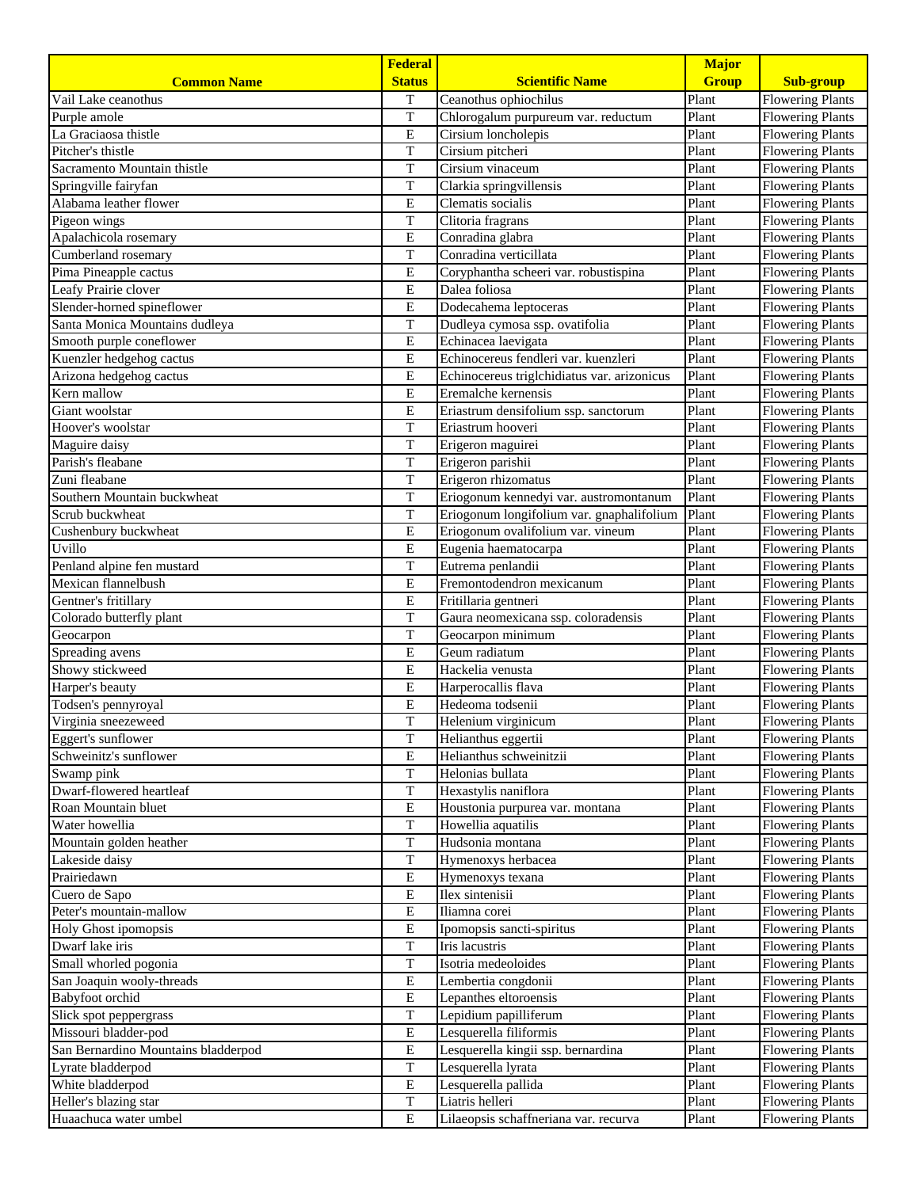| Common Name | Federal Status | Scientific Name | Major Group | Sub-group |
|---|---|---|---|---|
| Vail Lake ceanothus | T | Ceanothus ophiochilus | Plant | Flowering Plants |
| Purple amole | T | Chlorogalum purpureum var. reductum | Plant | Flowering Plants |
| La Graciaosa thistle | E | Cirsium loncholepis | Plant | Flowering Plants |
| Pitcher's thistle | T | Cirsium pitcheri | Plant | Flowering Plants |
| Sacramento Mountain thistle | T | Cirsium vinaceum | Plant | Flowering Plants |
| Springville fairyfan | T | Clarkia springvillensis | Plant | Flowering Plants |
| Alabama leather flower | E | Clematis socialis | Plant | Flowering Plants |
| Pigeon wings | T | Clitoria fragrans | Plant | Flowering Plants |
| Apalachicola rosemary | E | Conradina glabra | Plant | Flowering Plants |
| Cumberland rosemary | T | Conradina verticillata | Plant | Flowering Plants |
| Pima Pineapple cactus | E | Coryphantha scheeri var. robustispina | Plant | Flowering Plants |
| Leafy Prairie clover | E | Dalea foliosa | Plant | Flowering Plants |
| Slender-horned spineflower | E | Dodecahema leptoceras | Plant | Flowering Plants |
| Santa Monica Mountains dudleya | T | Dudleya cymosa ssp. ovatifolia | Plant | Flowering Plants |
| Smooth purple coneflower | E | Echinacea laevigata | Plant | Flowering Plants |
| Kuenzler hedgehog cactus | E | Echinocereus fendleri var. kuenzleri | Plant | Flowering Plants |
| Arizona hedgehog cactus | E | Echinocereus triglchidiatus var. arizonicus | Plant | Flowering Plants |
| Kern mallow | E | Eremalche kernensis | Plant | Flowering Plants |
| Giant woolstar | E | Eriastrum densifolium ssp. sanctorum | Plant | Flowering Plants |
| Hoover's woolstar | T | Eriastrum hooveri | Plant | Flowering Plants |
| Maguire daisy | T | Erigeron maguirei | Plant | Flowering Plants |
| Parish's fleabane | T | Erigeron parishii | Plant | Flowering Plants |
| Zuni fleabane | T | Erigeron rhizomatus | Plant | Flowering Plants |
| Southern Mountain buckwheat | T | Eriogonum kennedyi var. austromontanum | Plant | Flowering Plants |
| Scrub buckwheat | T | Eriogonum longifolium var. gnaphalifolium | Plant | Flowering Plants |
| Cushenbury buckwheat | E | Eriogonum ovalifolium var. vineum | Plant | Flowering Plants |
| Uvillo | E | Eugenia haematocarpa | Plant | Flowering Plants |
| Penland alpine fen mustard | T | Eutrema penlandii | Plant | Flowering Plants |
| Mexican flannelbush | E | Fremontodendron mexicanum | Plant | Flowering Plants |
| Gentner's fritillary | E | Fritillaria gentneri | Plant | Flowering Plants |
| Colorado butterfly plant | T | Gaura neomexicana ssp. coloradensis | Plant | Flowering Plants |
| Geocarpon | T | Geocarpon minimum | Plant | Flowering Plants |
| Spreading avens | E | Geum radiatum | Plant | Flowering Plants |
| Showy stickweed | E | Hackelia venusta | Plant | Flowering Plants |
| Harper's beauty | E | Harperocallis flava | Plant | Flowering Plants |
| Todsen's pennyroyal | E | Hedeoma todsenii | Plant | Flowering Plants |
| Virginia sneezeweed | T | Helenium virginicum | Plant | Flowering Plants |
| Eggert's sunflower | T | Helianthus eggertii | Plant | Flowering Plants |
| Schweinitz's sunflower | E | Helianthus schweinitzii | Plant | Flowering Plants |
| Swamp pink | T | Helonias bullata | Plant | Flowering Plants |
| Dwarf-flowered heartleaf | T | Hexastylis naniflora | Plant | Flowering Plants |
| Roan Mountain bluet | E | Houstonia purpurea var. montana | Plant | Flowering Plants |
| Water howellia | T | Howellia aquatilis | Plant | Flowering Plants |
| Mountain golden heather | T | Hudsonia montana | Plant | Flowering Plants |
| Lakeside daisy | T | Hymenoxys herbacea | Plant | Flowering Plants |
| Prairiedawn | E | Hymenoxys texana | Plant | Flowering Plants |
| Cuero de Sapo | E | Ilex sintenisii | Plant | Flowering Plants |
| Peter's mountain-mallow | E | Iliamna corei | Plant | Flowering Plants |
| Holy Ghost ipomopsis | E | Ipomopsis sancti-spiritus | Plant | Flowering Plants |
| Dwarf lake iris | T | Iris lacustris | Plant | Flowering Plants |
| Small whorled pogonia | T | Isotria medeoloides | Plant | Flowering Plants |
| San Joaquin wooly-threads | E | Lembertia congdonii | Plant | Flowering Plants |
| Babyfoot orchid | E | Lepanthes eltoroensis | Plant | Flowering Plants |
| Slick spot peppergrass | T | Lepidium papilliferum | Plant | Flowering Plants |
| Missouri bladder-pod | E | Lesquerella filiformis | Plant | Flowering Plants |
| San Bernardino Mountains bladderpod | E | Lesquerella kingii ssp. bernardina | Plant | Flowering Plants |
| Lyrate bladderpod | T | Lesquerella lyrata | Plant | Flowering Plants |
| White bladderpod | E | Lesquerella pallida | Plant | Flowering Plants |
| Heller's blazing star | T | Liatris helleri | Plant | Flowering Plants |
| Huaachuca water umbel | E | Lilaeopsis schaffneriana var. recurva | Plant | Flowering Plants |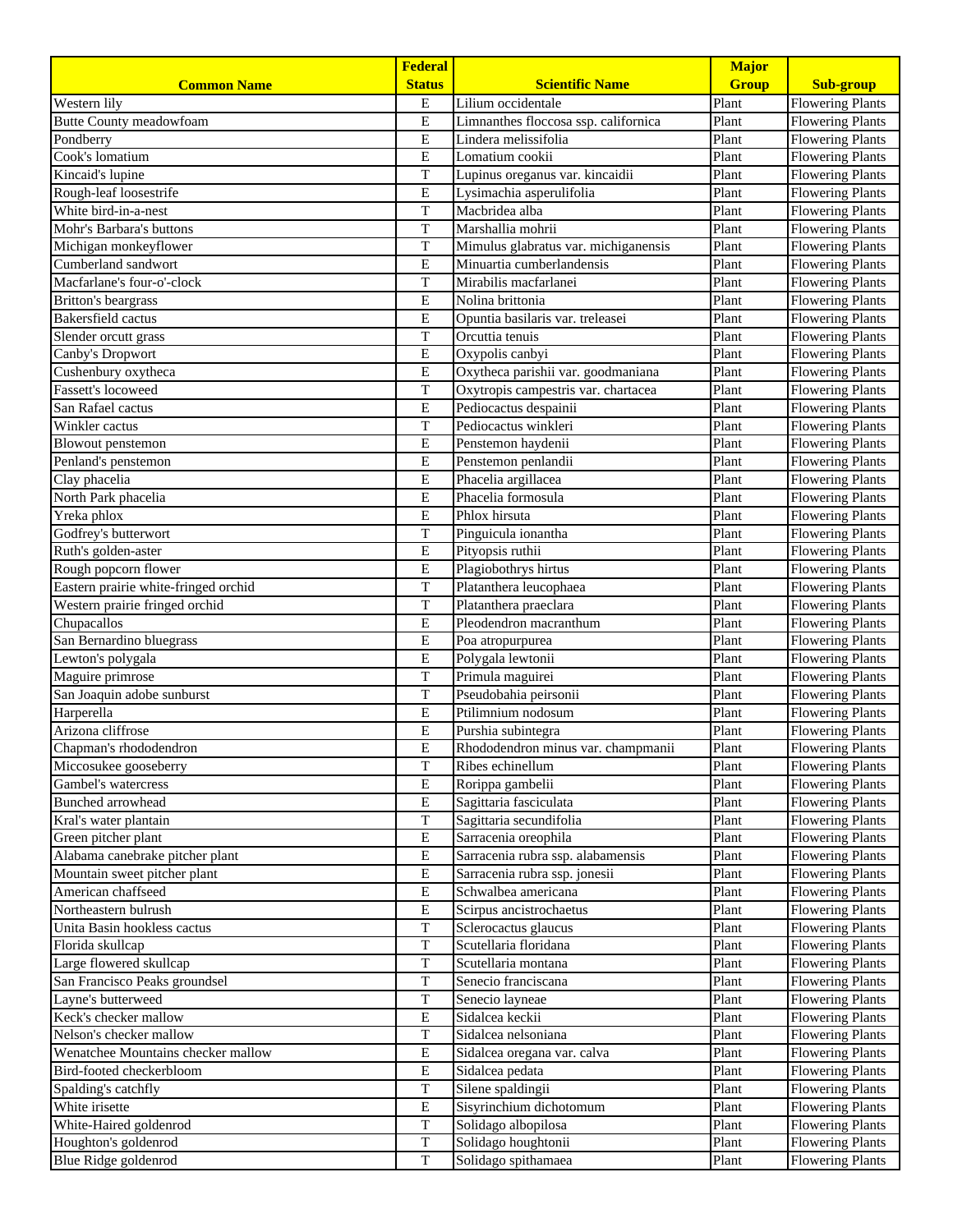| Common Name | Federal Status | Scientific Name | Major Group | Sub-group |
|---|---|---|---|---|
| Western lily | E | Lilium occidentale | Plant | Flowering Plants |
| Butte County meadowfoam | E | Limnanthes floccosa ssp. californica | Plant | Flowering Plants |
| Pondberry | E | Lindera melissifolia | Plant | Flowering Plants |
| Cook's lomatium | E | Lomatium cookii | Plant | Flowering Plants |
| Kincaid's lupine | T | Lupinus oreganus var. kincaidii | Plant | Flowering Plants |
| Rough-leaf loosestrife | E | Lysimachia asperulifolia | Plant | Flowering Plants |
| White bird-in-a-nest | T | Macbridea alba | Plant | Flowering Plants |
| Mohr's Barbara's buttons | T | Marshallia mohrii | Plant | Flowering Plants |
| Michigan monkeyflower | T | Mimulus glabratus var. michiganensis | Plant | Flowering Plants |
| Cumberland sandwort | E | Minuartia cumberlandensis | Plant | Flowering Plants |
| Macfarlane's four-o'-clock | T | Mirabilis macfarlanei | Plant | Flowering Plants |
| Britton's beargrass | E | Nolina brittonia | Plant | Flowering Plants |
| Bakersfield cactus | E | Opuntia basilaris var. treleasei | Plant | Flowering Plants |
| Slender orcutt grass | T | Orcuttia tenuis | Plant | Flowering Plants |
| Canby's Dropwort | E | Oxypolis canbyi | Plant | Flowering Plants |
| Cushenbury oxytheca | E | Oxytheca parishii var. goodmaniana | Plant | Flowering Plants |
| Fassett's locoweed | T | Oxytropis campestris var. chartacea | Plant | Flowering Plants |
| San Rafael cactus | E | Pediocactus despainii | Plant | Flowering Plants |
| Winkler cactus | T | Pediocactus winkleri | Plant | Flowering Plants |
| Blowout penstemon | E | Penstemon haydenii | Plant | Flowering Plants |
| Penland's penstemon | E | Penstemon penlandii | Plant | Flowering Plants |
| Clay phacelia | E | Phacelia argillacea | Plant | Flowering Plants |
| North Park phacelia | E | Phacelia formosula | Plant | Flowering Plants |
| Yreka phlox | E | Phlox hirsuta | Plant | Flowering Plants |
| Godfrey's butterwort | T | Pinguicula ionantha | Plant | Flowering Plants |
| Ruth's golden-aster | E | Pityopsis ruthii | Plant | Flowering Plants |
| Rough popcorn flower | E | Plagiobothrys hirtus | Plant | Flowering Plants |
| Eastern prairie white-fringed orchid | T | Platanthera leucophaea | Plant | Flowering Plants |
| Western prairie fringed orchid | T | Platanthera praeclara | Plant | Flowering Plants |
| Chupacallos | E | Pleodendron macranthum | Plant | Flowering Plants |
| San Bernardino bluegrass | E | Poa atropurpurea | Plant | Flowering Plants |
| Lewton's polygala | E | Polygala lewtonii | Plant | Flowering Plants |
| Maguire primrose | T | Primula maguirei | Plant | Flowering Plants |
| San Joaquin adobe sunburst | T | Pseudobahia peirsonii | Plant | Flowering Plants |
| Harperella | E | Ptilimnium nodosum | Plant | Flowering Plants |
| Arizona cliffrose | E | Purshia subintegra | Plant | Flowering Plants |
| Chapman's rhododendron | E | Rhododendron minus var. champmanii | Plant | Flowering Plants |
| Miccosukee gooseberry | T | Ribes echinellum | Plant | Flowering Plants |
| Gambel's watercress | E | Rorippa gambelii | Plant | Flowering Plants |
| Bunched arrowhead | E | Sagittaria fasciculata | Plant | Flowering Plants |
| Kral's water plantain | T | Sagittaria secundifolia | Plant | Flowering Plants |
| Green pitcher plant | E | Sarracenia oreophila | Plant | Flowering Plants |
| Alabama canebrake pitcher plant | E | Sarracenia rubra ssp. alabamensis | Plant | Flowering Plants |
| Mountain sweet pitcher plant | E | Sarracenia rubra ssp. jonesii | Plant | Flowering Plants |
| American chaffseed | E | Schwalbea americana | Plant | Flowering Plants |
| Northeastern bulrush | E | Scirpus ancistrochaetus | Plant | Flowering Plants |
| Unita Basin hookless cactus | T | Sclerocactus glaucus | Plant | Flowering Plants |
| Florida skullcap | T | Scutellaria floridana | Plant | Flowering Plants |
| Large flowered skullcap | T | Scutellaria montana | Plant | Flowering Plants |
| San Francisco Peaks groundsel | T | Senecio franciscana | Plant | Flowering Plants |
| Layne's butterweed | T | Senecio layneae | Plant | Flowering Plants |
| Keck's checker mallow | E | Sidalcea keckii | Plant | Flowering Plants |
| Nelson's checker mallow | T | Sidalcea nelsoniana | Plant | Flowering Plants |
| Wenatchee Mountains checker mallow | E | Sidalcea oregana var. calva | Plant | Flowering Plants |
| Bird-footed checkerbloom | E | Sidalcea pedata | Plant | Flowering Plants |
| Spalding's catchfly | T | Silene spaldingii | Plant | Flowering Plants |
| White irisette | E | Sisyrinchium dichotomum | Plant | Flowering Plants |
| White-Haired goldenrod | T | Solidago albopilosa | Plant | Flowering Plants |
| Houghton's goldenrod | T | Solidago houghtonii | Plant | Flowering Plants |
| Blue Ridge goldenrod | T | Solidago spithamaea | Plant | Flowering Plants |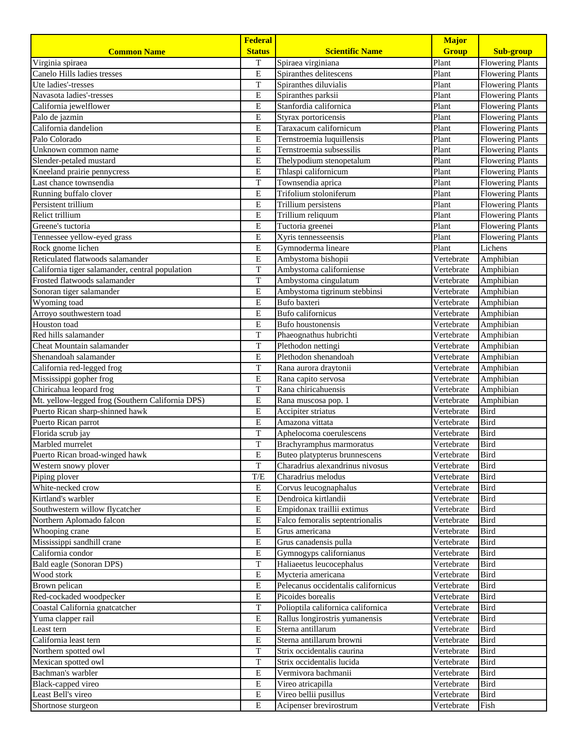| Common Name | Federal Status | Scientific Name | Major Group | Sub-group |
|---|---|---|---|---|
| Virginia spiraea | T | Spiraea virginiana | Plant | Flowering Plants |
| Canelo Hills ladies tresses | E | Spiranthes delitescens | Plant | Flowering Plants |
| Ute ladies'-tresses | T | Spiranthes diluvialis | Plant | Flowering Plants |
| Navasota ladies'-tresses | E | Spiranthes parksii | Plant | Flowering Plants |
| California jewelflower | E | Stanfordia californica | Plant | Flowering Plants |
| Palo de jazmin | E | Styrax portoricensis | Plant | Flowering Plants |
| California dandelion | E | Taraxacum californicum | Plant | Flowering Plants |
| Palo Colorado | E | Ternstroemia luquillensis | Plant | Flowering Plants |
| Unknown common name | E | Ternstroemia subsessilis | Plant | Flowering Plants |
| Slender-petaled mustard | E | Thelypodium stenopetalum | Plant | Flowering Plants |
| Kneeland prairie pennycress | E | Thlaspi californicum | Plant | Flowering Plants |
| Last chance townsendia | T | Townsendia aprica | Plant | Flowering Plants |
| Running buffalo clover | E | Trifolium stoloniferum | Plant | Flowering Plants |
| Persistent trillium | E | Trillium persistens | Plant | Flowering Plants |
| Relict trillium | E | Trillium reliquum | Plant | Flowering Plants |
| Greene's tuctoria | E | Tuctoria greenei | Plant | Flowering Plants |
| Tennessee yellow-eyed grass | E | Xyris tennesseensis | Plant | Flowering Plants |
| Rock gnome lichen | E | Gymnoderma lineare | Plant | Lichens |
| Reticulated flatwoods salamander | E | Ambystoma bishopii | Vertebrate | Amphibian |
| California tiger salamander, central population | T | Ambystoma californiense | Vertebrate | Amphibian |
| Frosted flatwoods salamander | T | Ambystoma cingulatum | Vertebrate | Amphibian |
| Sonoran tiger salamander | E | Ambystoma tigrinum stebbinsi | Vertebrate | Amphibian |
| Wyoming toad | E | Bufo baxteri | Vertebrate | Amphibian |
| Arroyo southwestern toad | E | Bufo californicus | Vertebrate | Amphibian |
| Houston toad | E | Bufo houstonensis | Vertebrate | Amphibian |
| Red hills salamander | T | Phaeognathus hubrichti | Vertebrate | Amphibian |
| Cheat Mountain salamander | T | Plethodon nettingi | Vertebrate | Amphibian |
| Shenandoah salamander | E | Plethodon shenandoah | Vertebrate | Amphibian |
| California red-legged frog | T | Rana aurora draytonii | Vertebrate | Amphibian |
| Mississippi gopher frog | E | Rana capito servosa | Vertebrate | Amphibian |
| Chiricahua leopard frog | T | Rana chiricahuensis | Vertebrate | Amphibian |
| Mt. yellow-legged frog (Southern California DPS) | E | Rana muscosa pop. 1 | Vertebrate | Amphibian |
| Puerto Rican sharp-shinned hawk | E | Accipiter striatus | Vertebrate | Bird |
| Puerto Rican parrot | E | Amazona vittata | Vertebrate | Bird |
| Florida scrub jay | T | Aphelocoma coerulescens | Vertebrate | Bird |
| Marbled murrelet | T | Brachyramphus marmoratus | Vertebrate | Bird |
| Puerto Rican broad-winged hawk | E | Buteo platypterus brunnescens | Vertebrate | Bird |
| Western snowy plover | T | Charadrius alexandrinus nivosus | Vertebrate | Bird |
| Piping plover | T/E | Charadrius melodus | Vertebrate | Bird |
| White-necked crow | E | Corvus leucognaphalus | Vertebrate | Bird |
| Kirtland's warbler | E | Dendroica kirtlandii | Vertebrate | Bird |
| Southwestern willow flycatcher | E | Empidonax traillii extimus | Vertebrate | Bird |
| Northern Aplomado falcon | E | Falco femoralis septentrionalis | Vertebrate | Bird |
| Whooping crane | E | Grus americana | Vertebrate | Bird |
| Mississippi sandhill crane | E | Grus canadensis pulla | Vertebrate | Bird |
| California condor | E | Gymnogyps californianus | Vertebrate | Bird |
| Bald eagle (Sonoran DPS) | T | Haliaeetus leucocephalus | Vertebrate | Bird |
| Wood stork | E | Mycteria americana | Vertebrate | Bird |
| Brown pelican | E | Pelecanus occidentalis californicus | Vertebrate | Bird |
| Red-cockaded woodpecker | E | Picoides borealis | Vertebrate | Bird |
| Coastal California gnatcatcher | T | Polioptila californica californica | Vertebrate | Bird |
| Yuma clapper rail | E | Rallus longirostris yumanensis | Vertebrate | Bird |
| Least tern | E | Sterna antillarum | Vertebrate | Bird |
| California least tern | E | Sterna antillarum browni | Vertebrate | Bird |
| Northern spotted owl | T | Strix occidentalis caurina | Vertebrate | Bird |
| Mexican spotted owl | T | Strix occidentalis lucida | Vertebrate | Bird |
| Bachman's warbler | E | Vermivora bachmanii | Vertebrate | Bird |
| Black-capped vireo | E | Vireo atricapilla | Vertebrate | Bird |
| Least Bell's vireo | E | Vireo bellii pusillus | Vertebrate | Bird |
| Shortnose sturgeon | E | Acipenser brevirostrum | Vertebrate | Fish |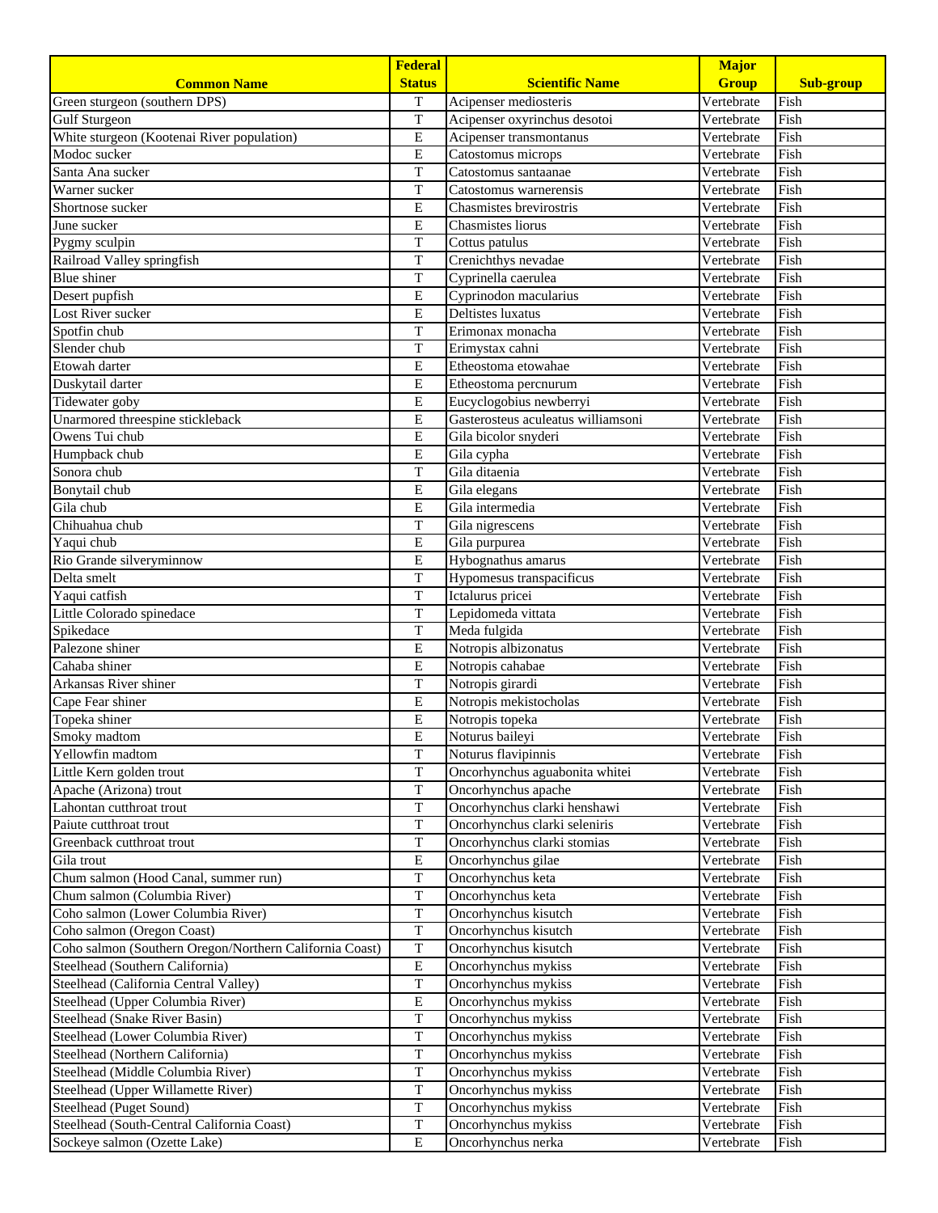| Common Name | Federal Status | Scientific Name | Major Group | Sub-group |
| --- | --- | --- | --- | --- |
| Green sturgeon (southern DPS) | T | Acipenser mediosteris | Vertebrate | Fish |
| Gulf Sturgeon | T | Acipenser oxyrinchus desotoi | Vertebrate | Fish |
| White sturgeon (Kootenai River population) | E | Acipenser transmontanus | Vertebrate | Fish |
| Modoc sucker | E | Catostomus microps | Vertebrate | Fish |
| Santa Ana sucker | T | Catostomus santaanae | Vertebrate | Fish |
| Warner sucker | T | Catostomus warnerensis | Vertebrate | Fish |
| Shortnose sucker | E | Chasmistes brevirostris | Vertebrate | Fish |
| June sucker | E | Chasmistes liorus | Vertebrate | Fish |
| Pygmy sculpin | T | Cottus patulus | Vertebrate | Fish |
| Railroad Valley springfish | T | Crenichthys nevadae | Vertebrate | Fish |
| Blue shiner | T | Cyprinella caerulea | Vertebrate | Fish |
| Desert pupfish | E | Cyprinodon macularius | Vertebrate | Fish |
| Lost River sucker | E | Deltistes luxatus | Vertebrate | Fish |
| Spotfin chub | T | Erimonax monacha | Vertebrate | Fish |
| Slender chub | T | Erimystax cahni | Vertebrate | Fish |
| Etowah darter | E | Etheostoma etowahae | Vertebrate | Fish |
| Duskytail darter | E | Etheostoma percnurum | Vertebrate | Fish |
| Tidewater goby | E | Eucyclogobius newberryi | Vertebrate | Fish |
| Unarmored threespine stickleback | E | Gasterosteus aculeatus williamsoni | Vertebrate | Fish |
| Owens Tui chub | E | Gila bicolor snyderi | Vertebrate | Fish |
| Humpback chub | E | Gila cypha | Vertebrate | Fish |
| Sonora chub | T | Gila ditaenia | Vertebrate | Fish |
| Bonytail chub | E | Gila elegans | Vertebrate | Fish |
| Gila chub | E | Gila intermedia | Vertebrate | Fish |
| Chihuahua chub | T | Gila nigrescens | Vertebrate | Fish |
| Yaqui chub | E | Gila purpurea | Vertebrate | Fish |
| Rio Grande silveryminnow | E | Hybognathus amarus | Vertebrate | Fish |
| Delta smelt | T | Hypomesus transpacificus | Vertebrate | Fish |
| Yaqui catfish | T | Ictalurus pricei | Vertebrate | Fish |
| Little Colorado spinedace | T | Lepidomeda vittata | Vertebrate | Fish |
| Spikedace | T | Meda fulgida | Vertebrate | Fish |
| Palezone shiner | E | Notropis albizonatus | Vertebrate | Fish |
| Cahaba shiner | E | Notropis cahabae | Vertebrate | Fish |
| Arkansas River shiner | T | Notropis girardi | Vertebrate | Fish |
| Cape Fear shiner | E | Notropis mekistocholas | Vertebrate | Fish |
| Topeka shiner | E | Notropis topeka | Vertebrate | Fish |
| Smoky madtom | E | Noturus baileyi | Vertebrate | Fish |
| Yellowfin madtom | T | Noturus flavipinnis | Vertebrate | Fish |
| Little Kern golden trout | T | Oncorhynchus aguabonita whitei | Vertebrate | Fish |
| Apache (Arizona) trout | T | Oncorhynchus apache | Vertebrate | Fish |
| Lahontan cutthroat trout | T | Oncorhynchus clarki henshawi | Vertebrate | Fish |
| Paiute cutthroat trout | T | Oncorhynchus clarki seleniris | Vertebrate | Fish |
| Greenback cutthroat trout | T | Oncorhynchus clarki stomias | Vertebrate | Fish |
| Gila trout | E | Oncorhynchus gilae | Vertebrate | Fish |
| Chum salmon (Hood Canal, summer run) | T | Oncorhynchus keta | Vertebrate | Fish |
| Chum salmon (Columbia River) | T | Oncorhynchus keta | Vertebrate | Fish |
| Coho salmon (Lower Columbia River) | T | Oncorhynchus kisutch | Vertebrate | Fish |
| Coho salmon (Oregon Coast) | T | Oncorhynchus kisutch | Vertebrate | Fish |
| Coho salmon (Southern Oregon/Northern California Coast) | T | Oncorhynchus kisutch | Vertebrate | Fish |
| Steelhead (Southern California) | E | Oncorhynchus mykiss | Vertebrate | Fish |
| Steelhead (California Central Valley) | T | Oncorhynchus mykiss | Vertebrate | Fish |
| Steelhead (Upper Columbia River) | E | Oncorhynchus mykiss | Vertebrate | Fish |
| Steelhead (Snake River Basin) | T | Oncorhynchus mykiss | Vertebrate | Fish |
| Steelhead (Lower Columbia River) | T | Oncorhynchus mykiss | Vertebrate | Fish |
| Steelhead (Northern California) | T | Oncorhynchus mykiss | Vertebrate | Fish |
| Steelhead (Middle Columbia River) | T | Oncorhynchus mykiss | Vertebrate | Fish |
| Steelhead (Upper Willamette River) | T | Oncorhynchus mykiss | Vertebrate | Fish |
| Steelhead (Puget Sound) | T | Oncorhynchus mykiss | Vertebrate | Fish |
| Steelhead (South-Central California Coast) | T | Oncorhynchus mykiss | Vertebrate | Fish |
| Sockeye salmon (Ozette Lake) | E | Oncorhynchus nerka | Vertebrate | Fish |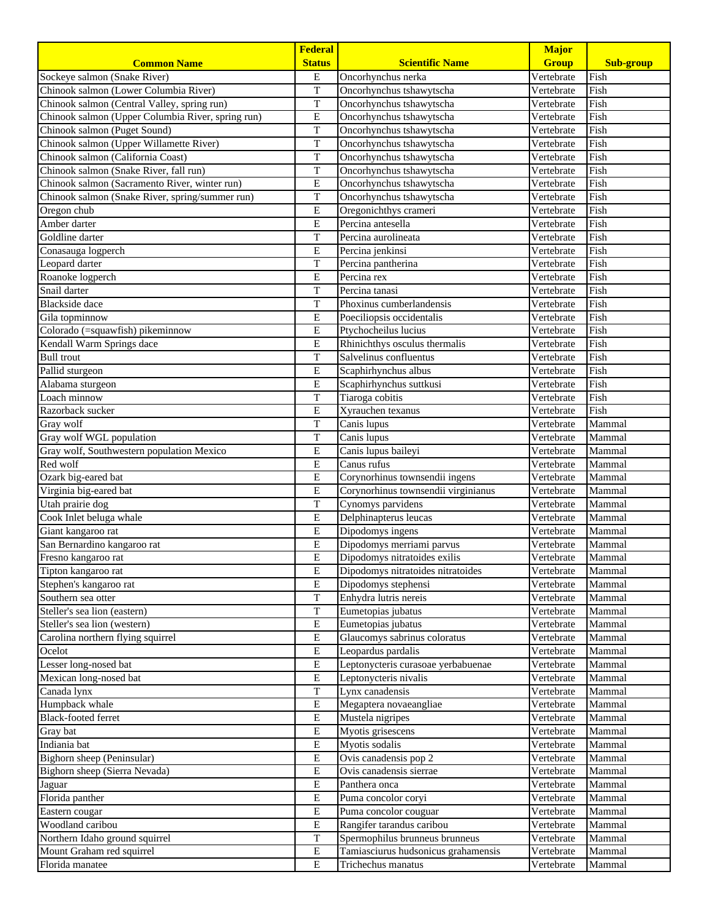| Common Name | Federal Status | Scientific Name | Major Group | Sub-group |
|---|---|---|---|---|
| Sockeye salmon (Snake River) | E | Oncorhynchus nerka | Vertebrate | Fish |
| Chinook salmon (Lower Columbia River) | T | Oncorhynchus tshawytscha | Vertebrate | Fish |
| Chinook salmon (Central Valley, spring run) | T | Oncorhynchus tshawytscha | Vertebrate | Fish |
| Chinook salmon (Upper Columbia River, spring run) | E | Oncorhynchus tshawytscha | Vertebrate | Fish |
| Chinook salmon (Puget Sound) | T | Oncorhynchus tshawytscha | Vertebrate | Fish |
| Chinook salmon (Upper Willamette River) | T | Oncorhynchus tshawytscha | Vertebrate | Fish |
| Chinook salmon (California Coast) | T | Oncorhynchus tshawytscha | Vertebrate | Fish |
| Chinook salmon (Snake River, fall run) | T | Oncorhynchus tshawytscha | Vertebrate | Fish |
| Chinook salmon (Sacramento River, winter run) | E | Oncorhynchus tshawytscha | Vertebrate | Fish |
| Chinook salmon (Snake River, spring/summer run) | T | Oncorhynchus tshawytscha | Vertebrate | Fish |
| Oregon chub | E | Oregonichthys crameri | Vertebrate | Fish |
| Amber darter | E | Percina antesella | Vertebrate | Fish |
| Goldline darter | T | Percina aurolineata | Vertebrate | Fish |
| Conasauga logperch | E | Percina jenkinsi | Vertebrate | Fish |
| Leopard darter | T | Percina pantherina | Vertebrate | Fish |
| Roanoke logperch | E | Percina rex | Vertebrate | Fish |
| Snail darter | T | Percina tanasi | Vertebrate | Fish |
| Blackside dace | T | Phoxinus cumberlandensis | Vertebrate | Fish |
| Gila topminnow | E | Poeciliopsis occidentalis | Vertebrate | Fish |
| Colorado (=squawfish) pikeminnow | E | Ptychocheilus lucius | Vertebrate | Fish |
| Kendall Warm Springs dace | E | Rhinichthys osculus thermalis | Vertebrate | Fish |
| Bull trout | T | Salvelinus confluentus | Vertebrate | Fish |
| Pallid sturgeon | E | Scaphirhynchus albus | Vertebrate | Fish |
| Alabama sturgeon | E | Scaphirhynchus suttkusi | Vertebrate | Fish |
| Loach minnow | T | Tiaroga cobitis | Vertebrate | Fish |
| Razorback sucker | E | Xyrauchen texanus | Vertebrate | Fish |
| Gray wolf | T | Canis lupus | Vertebrate | Mammal |
| Gray wolf WGL population | T | Canis lupus | Vertebrate | Mammal |
| Gray wolf, Southwestern population Mexico | E | Canis lupus baileyi | Vertebrate | Mammal |
| Red wolf | E | Canus rufus | Vertebrate | Mammal |
| Ozark big-eared bat | E | Corynorhinus townsendii ingens | Vertebrate | Mammal |
| Virginia big-eared bat | E | Corynorhinus townsendii virginianus | Vertebrate | Mammal |
| Utah prairie dog | T | Cynomys parvidens | Vertebrate | Mammal |
| Cook Inlet beluga whale | E | Delphinapterus leucas | Vertebrate | Mammal |
| Giant kangaroo rat | E | Dipodomys ingens | Vertebrate | Mammal |
| San Bernardino kangaroo rat | E | Dipodomys merriami parvus | Vertebrate | Mammal |
| Fresno kangaroo rat | E | Dipodomys nitratoides exilis | Vertebrate | Mammal |
| Tipton kangaroo rat | E | Dipodomys nitratoides nitratoides | Vertebrate | Mammal |
| Stephen's kangaroo rat | E | Dipodomys stephensi | Vertebrate | Mammal |
| Southern sea otter | T | Enhydra lutris nereis | Vertebrate | Mammal |
| Steller's sea lion (eastern) | T | Eumetopias jubatus | Vertebrate | Mammal |
| Steller's sea lion (western) | E | Eumetopias jubatus | Vertebrate | Mammal |
| Carolina northern flying squirrel | E | Glaucomys sabrinus coloratus | Vertebrate | Mammal |
| Ocelot | E | Leopardus pardalis | Vertebrate | Mammal |
| Lesser long-nosed bat | E | Leptonycteris curasoae yerbabuenae | Vertebrate | Mammal |
| Mexican long-nosed bat | E | Leptonycteris nivalis | Vertebrate | Mammal |
| Canada lynx | T | Lynx canadensis | Vertebrate | Mammal |
| Humpback whale | E | Megaptera novaeangliae | Vertebrate | Mammal |
| Black-footed ferret | E | Mustela nigripes | Vertebrate | Mammal |
| Gray bat | E | Myotis grisescens | Vertebrate | Mammal |
| Indiania bat | E | Myotis sodalis | Vertebrate | Mammal |
| Bighorn sheep (Peninsular) | E | Ovis canadensis pop 2 | Vertebrate | Mammal |
| Bighorn sheep (Sierra Nevada) | E | Ovis canadensis sierrae | Vertebrate | Mammal |
| Jaguar | E | Panthera onca | Vertebrate | Mammal |
| Florida panther | E | Puma concolor coryi | Vertebrate | Mammal |
| Eastern cougar | E | Puma concolor couguar | Vertebrate | Mammal |
| Woodland caribou | E | Rangifer tarandus caribou | Vertebrate | Mammal |
| Northern Idaho ground squirrel | T | Spermophilus brunneus brunneus | Vertebrate | Mammal |
| Mount Graham red squirrel | E | Tamiasciurus hudsonicus grahamensis | Vertebrate | Mammal |
| Florida manatee | E | Trichechus manatus | Vertebrate | Mammal |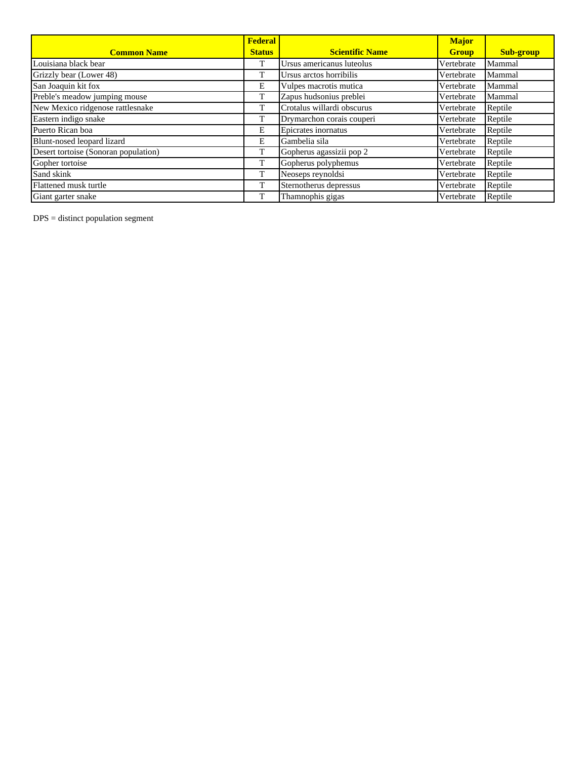| Common Name | Federal Status | Scientific Name | Major Group | Sub-group |
|---|---|---|---|---|
| Louisiana black bear | T | Ursus americanus luteolus | Vertebrate | Mammal |
| Grizzly bear (Lower 48) | T | Ursus arctos horribilis | Vertebrate | Mammal |
| San Joaquin kit fox | E | Vulpes macrotis mutica | Vertebrate | Mammal |
| Preble's meadow jumping mouse | T | Zapus hudsonius preblei | Vertebrate | Mammal |
| New Mexico ridgenose rattlesnake | T | Crotalus willardi obscurus | Vertebrate | Reptile |
| Eastern indigo snake | T | Drymarchon corais couperi | Vertebrate | Reptile |
| Puerto Rican boa | E | Epicrates inornatus | Vertebrate | Reptile |
| Blunt-nosed leopard lizard | E | Gambelia sila | Vertebrate | Reptile |
| Desert tortoise (Sonoran population) | T | Gopherus agassizii pop 2 | Vertebrate | Reptile |
| Gopher tortoise | T | Gopherus polyphemus | Vertebrate | Reptile |
| Sand skink | T | Neoseps reynoldsi | Vertebrate | Reptile |
| Flattened musk turtle | T | Sternotherus depressus | Vertebrate | Reptile |
| Giant garter snake | T | Thamnophis gigas | Vertebrate | Reptile |

DPS = distinct population segment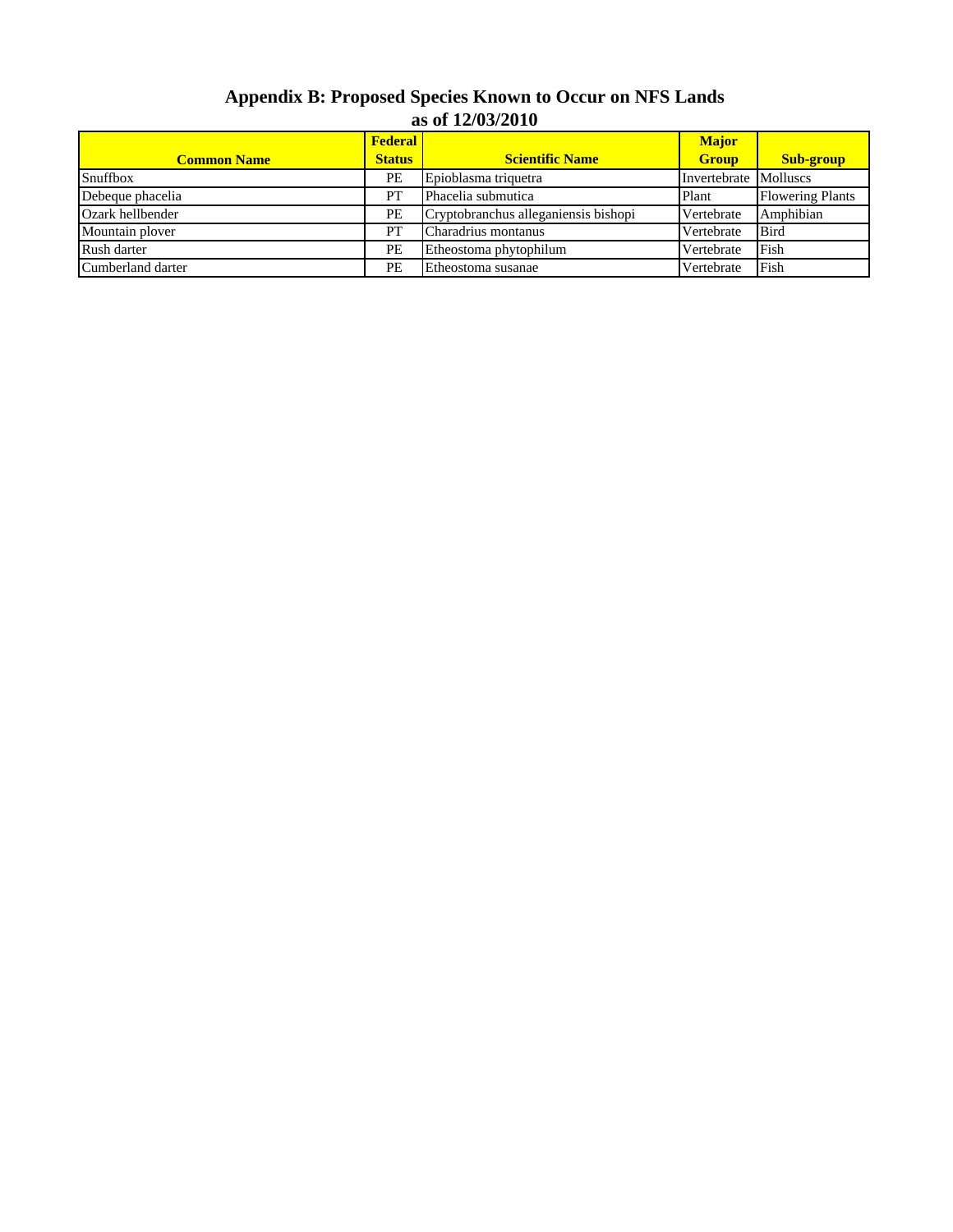# Appendix B: Proposed Species Known to Occur on NFS Lands
## as of 12/03/2010

| Common Name | Federal Status | Scientific Name | Major Group | Sub-group |
|---|---|---|---|---|
| Snuffbox | PE | Epioblasma triquetra | Invertebrate | Molluscs |
| Debeque phacelia | PT | Phacelia submutica | Plant | Flowering Plants |
| Ozark hellbender | PE | Cryptobranchus alleganiensis bishopi | Vertebrate | Amphibian |
| Mountain plover | PT | Charadrius montanus | Vertebrate | Bird |
| Rush darter | PE | Etheostoma phytophilum | Vertebrate | Fish |
| Cumberland darter | PE | Etheostoma susanae | Vertebrate | Fish |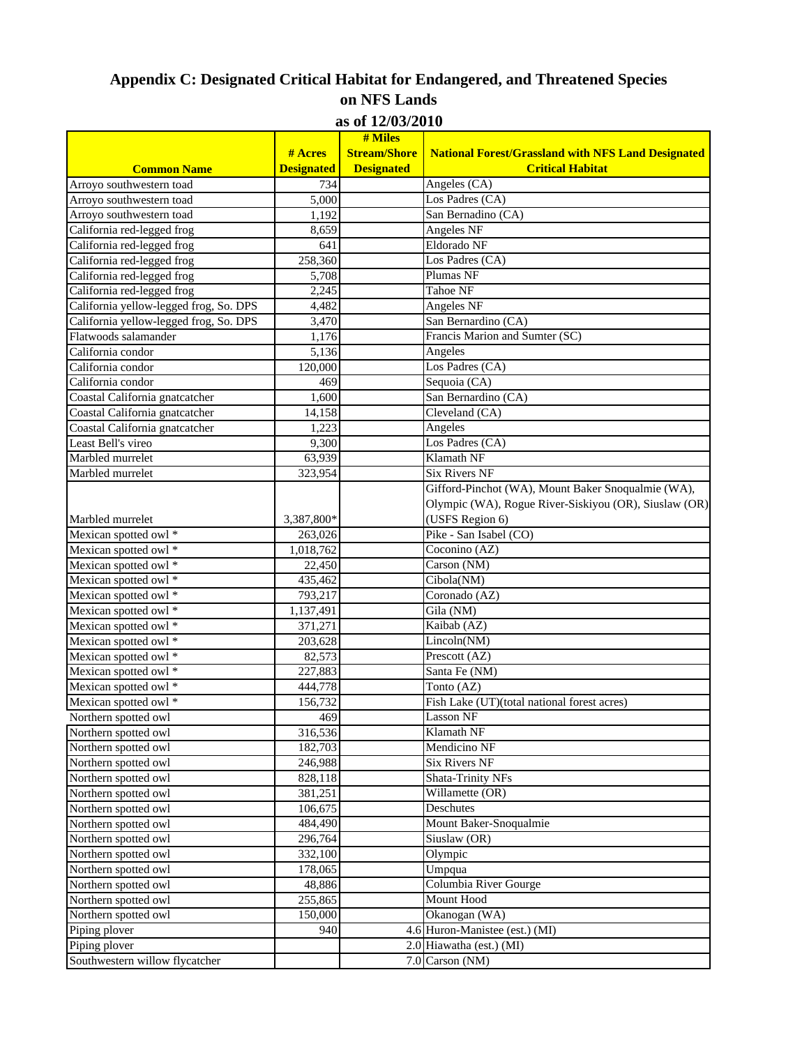# Appendix C: Designated Critical Habitat for Endangered, and Threatened Species on NFS Lands

## as of 12/03/2010

| Common Name | # Acres Designated | # Miles Stream/Shore Designated | National Forest/Grassland with NFS Land Designated Critical Habitat |
|---|---|---|---|
| Arroyo southwestern toad | 734 | | Angeles (CA) |
| Arroyo southwestern toad | 5,000 | | Los Padres (CA) |
| Arroyo southwestern toad | 1,192 | | San Bernadino (CA) |
| California red-legged frog | 8,659 | | Angeles NF |
| California red-legged frog | 641 | | Eldorado NF |
| California red-legged frog | 258,360 | | Los Padres (CA) |
| California red-legged frog | 5,708 | | Plumas NF |
| California red-legged frog | 2,245 | | Tahoe NF |
| California yellow-legged frog, So. DPS | 4,482 | | Angeles NF |
| California yellow-legged frog, So. DPS | 3,470 | | San Bernardino (CA) |
| Flatwoods salamander | 1,176 | | Francis Marion and Sumter (SC) |
| California condor | 5,136 | | Angeles |
| California condor | 120,000 | | Los Padres (CA) |
| California condor | 469 | | Sequoia (CA) |
| Coastal California gnatcatcher | 1,600 | | San Bernardino (CA) |
| Coastal California gnatcatcher | 14,158 | | Cleveland (CA) |
| Coastal California gnatcatcher | 1,223 | | Angeles |
| Least Bell's vireo | 9,300 | | Los Padres (CA) |
| Marbled murrelet | 63,939 | | Klamath NF |
| Marbled murrelet | 323,954 | | Six Rivers NF |
| Marbled murrelet | 3,387,800* | | Gifford-Pinchot (WA), Mount Baker Snoqualmie (WA), Olympic (WA), Rogue River-Siskiyou (OR), Siuslaw (OR) (USFS Region 6) |
| Mexican spotted owl * | 263,026 | | Pike - San Isabel (CO) |
| Mexican spotted owl * | 1,018,762 | | Coconino (AZ) |
| Mexican spotted owl * | 22,450 | | Carson (NM) |
| Mexican spotted owl * | 435,462 | | Cibola(NM) |
| Mexican spotted owl * | 793,217 | | Coronado (AZ) |
| Mexican spotted owl * | 1,137,491 | | Gila (NM) |
| Mexican spotted owl * | 371,271 | | Kaibab (AZ) |
| Mexican spotted owl * | 203,628 | | Lincoln(NM) |
| Mexican spotted owl * | 82,573 | | Prescott (AZ) |
| Mexican spotted owl * | 227,883 | | Santa Fe (NM) |
| Mexican spotted owl * | 444,778 | | Tonto (AZ) |
| Mexican spotted owl * | 156,732 | | Fish Lake (UT)(total national forest acres) |
| Northern spotted owl | 469 | | Lasson NF |
| Northern spotted owl | 316,536 | | Klamath NF |
| Northern spotted owl | 182,703 | | Mendicino NF |
| Northern spotted owl | 246,988 | | Six Rivers NF |
| Northern spotted owl | 828,118 | | Shata-Trinity NFs |
| Northern spotted owl | 381,251 | | Willamette (OR) |
| Northern spotted owl | 106,675 | | Deschutes |
| Northern spotted owl | 484,490 | | Mount Baker-Snoqualmie |
| Northern spotted owl | 296,764 | | Siuslaw (OR) |
| Northern spotted owl | 332,100 | | Olympic |
| Northern spotted owl | 178,065 | | Umpqua |
| Northern spotted owl | 48,886 | | Columbia River Gourge |
| Northern spotted owl | 255,865 | | Mount Hood |
| Northern spotted owl | 150,000 | | Okanogan (WA) |
| Piping plover | 940 | 4.6 | Huron-Manistee (est.) (MI) |
| Piping plover | | 2.0 | Hiawatha (est.) (MI) |
| Southwestern willow flycatcher | | 7.0 | Carson (NM) |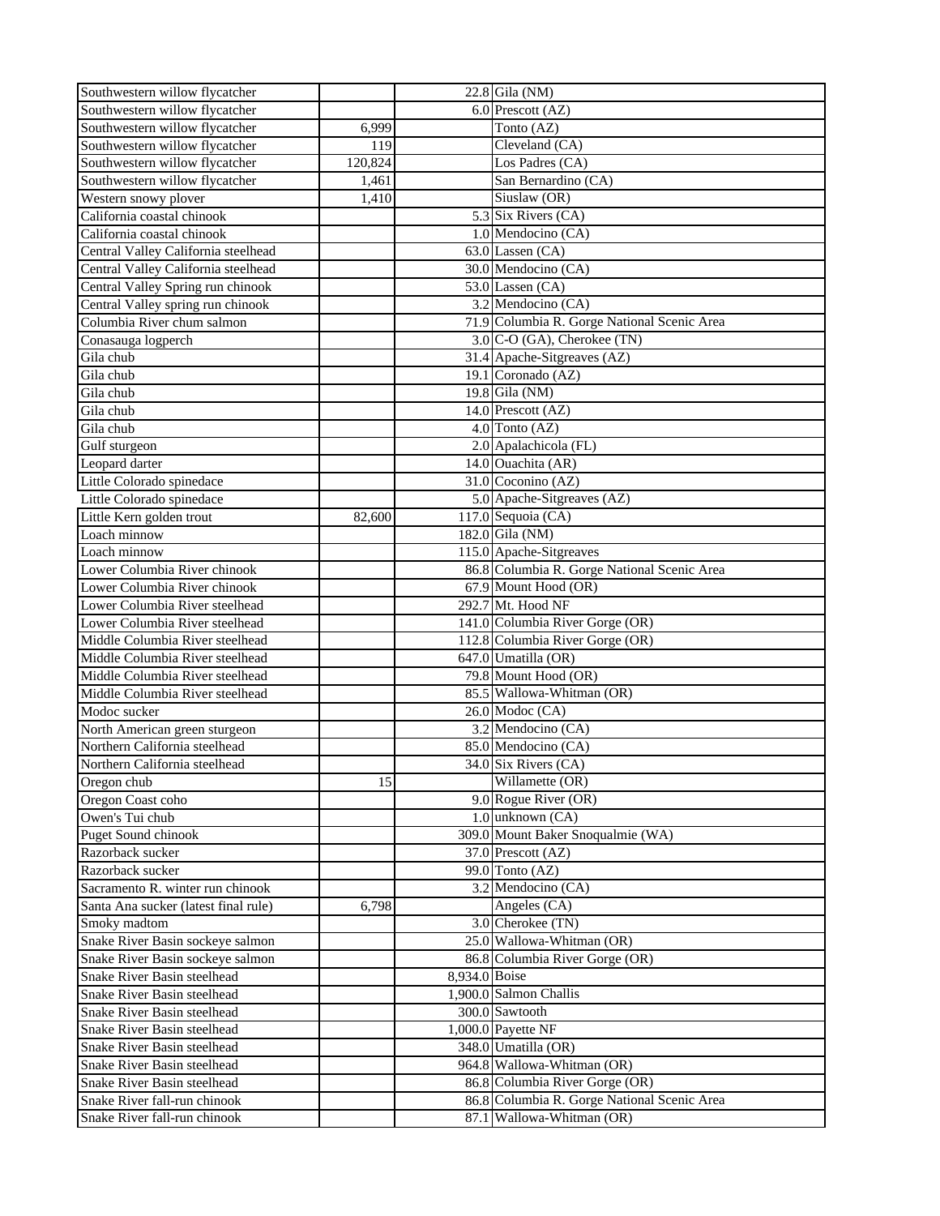| | | | |
|---|---|---|---|
| Southwestern willow flycatcher | | 22.8 | Gila (NM) |
| Southwestern willow flycatcher | | 6.0 | Prescott (AZ) |
| Southwestern willow flycatcher | 6,999 | | Tonto (AZ) |
| Southwestern willow flycatcher | 119 | | Cleveland (CA) |
| Southwestern willow flycatcher | 120,824 | | Los Padres (CA) |
| Southwestern willow flycatcher | 1,461 | | San Bernardino (CA) |
| Western snowy plover | 1,410 | | Siuslaw (OR) |
| California coastal chinook | | 5.3 | Six Rivers (CA) |
| California coastal chinook | | 1.0 | Mendocino (CA) |
| Central Valley California steelhead | | 63.0 | Lassen (CA) |
| Central Valley California steelhead | | 30.0 | Mendocino (CA) |
| Central Valley Spring run chinook | | 53.0 | Lassen (CA) |
| Central Valley spring run chinook | | 3.2 | Mendocino (CA) |
| Columbia River chum salmon | | 71.9 | Columbia R. Gorge National Scenic Area |
| Conasauga logperch | | 3.0 | C-O (GA), Cherokee (TN) |
| Gila chub | | 31.4 | Apache-Sitgreaves (AZ) |
| Gila chub | | 19.1 | Coronado (AZ) |
| Gila chub | | 19.8 | Gila (NM) |
| Gila chub | | 14.0 | Prescott (AZ) |
| Gila chub | | 4.0 | Tonto (AZ) |
| Gulf sturgeon | | 2.0 | Apalachicola (FL) |
| Leopard darter | | 14.0 | Ouachita (AR) |
| Little Colorado spinedace | | 31.0 | Coconino (AZ) |
| Little Colorado spinedace | | 5.0 | Apache-Sitgreaves (AZ) |
| Little Kern golden trout | 82,600 | 117.0 | Sequoia (CA) |
| Loach minnow | | 182.0 | Gila (NM) |
| Loach minnow | | 115.0 | Apache-Sitgreaves |
| Lower Columbia River chinook | | 86.8 | Columbia R. Gorge National Scenic Area |
| Lower Columbia River chinook | | 67.9 | Mount Hood (OR) |
| Lower Columbia River steelhead | | 292.7 | Mt. Hood NF |
| Lower Columbia River steelhead | | 141.0 | Columbia River Gorge (OR) |
| Middle Columbia River steelhead | | 112.8 | Columbia River Gorge (OR) |
| Middle Columbia River steelhead | | 647.0 | Umatilla (OR) |
| Middle Columbia River steelhead | | 79.8 | Mount Hood (OR) |
| Middle Columbia River steelhead | | 85.5 | Wallowa-Whitman (OR) |
| Modoc sucker | | 26.0 | Modoc (CA) |
| North American green sturgeon | | 3.2 | Mendocino (CA) |
| Northern California steelhead | | 85.0 | Mendocino (CA) |
| Northern California steelhead | | 34.0 | Six Rivers (CA) |
| Oregon chub | 15 | | Willamette (OR) |
| Oregon Coast coho | | 9.0 | Rogue River (OR) |
| Owen's Tui chub | | 1.0 | unknown (CA) |
| Puget Sound chinook | | 309.0 | Mount Baker Snoqualmie (WA) |
| Razorback sucker | | 37.0 | Prescott (AZ) |
| Razorback sucker | | 99.0 | Tonto (AZ) |
| Sacramento R. winter run chinook | | 3.2 | Mendocino (CA) |
| Santa Ana sucker (latest final rule) | 6,798 | | Angeles (CA) |
| Smoky madtom | | 3.0 | Cherokee (TN) |
| Snake River Basin sockeye salmon | | 25.0 | Wallowa-Whitman (OR) |
| Snake River Basin sockeye salmon | | 86.8 | Columbia River Gorge (OR) |
| Snake River Basin steelhead | | 8,934.0 | Boise |
| Snake River Basin steelhead | | 1,900.0 | Salmon Challis |
| Snake River Basin steelhead | | 300.0 | Sawtooth |
| Snake River Basin steelhead | | 1,000.0 | Payette NF |
| Snake River Basin steelhead | | 348.0 | Umatilla (OR) |
| Snake River Basin steelhead | | 964.8 | Wallowa-Whitman (OR) |
| Snake River Basin steelhead | | 86.8 | Columbia River Gorge (OR) |
| Snake River fall-run chinook | | 86.8 | Columbia R. Gorge National Scenic Area |
| Snake River fall-run chinook | | 87.1 | Wallowa-Whitman (OR) |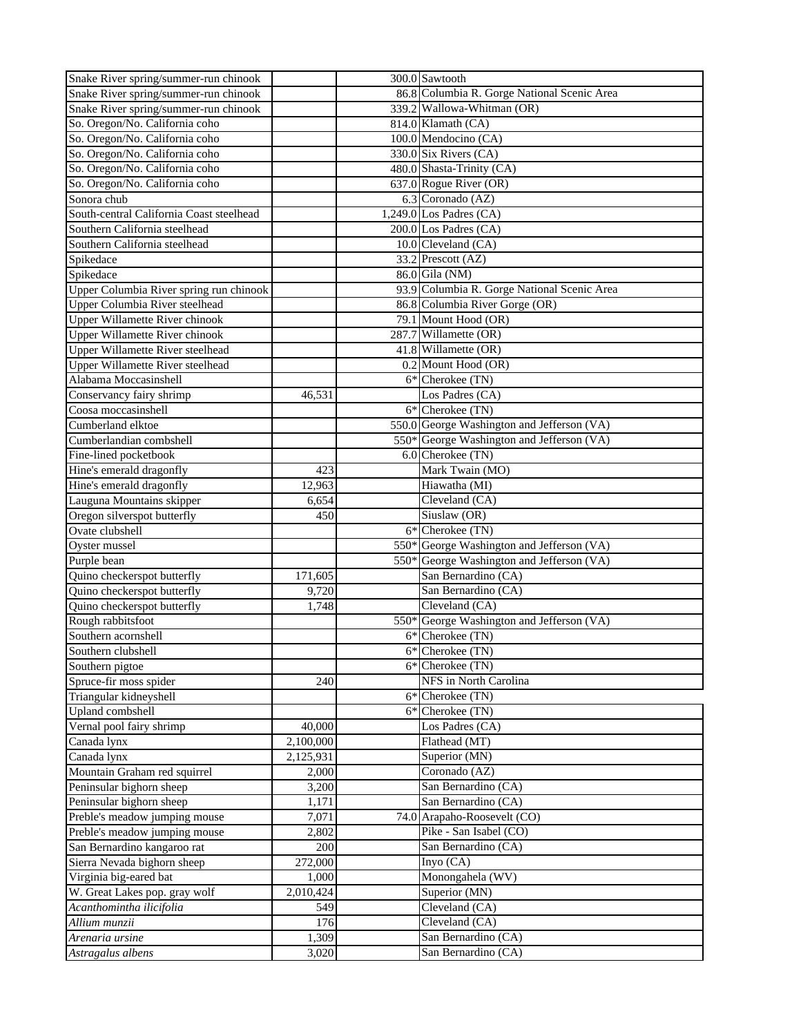| | | | |
|---|---|---|---|
| Snake River spring/summer-run chinook | | 300.0 | Sawtooth |
| Snake River spring/summer-run chinook | | 86.8 | Columbia R. Gorge National Scenic Area |
| Snake River spring/summer-run chinook | | 339.2 | Wallowa-Whitman (OR) |
| So. Oregon/No. California coho | | 814.0 | Klamath (CA) |
| So. Oregon/No. California coho | | 100.0 | Mendocino (CA) |
| So. Oregon/No. California coho | | 330.0 | Six Rivers (CA) |
| So. Oregon/No. California coho | | 480.0 | Shasta-Trinity (CA) |
| So. Oregon/No. California coho | | 637.0 | Rogue River (OR) |
| Sonora chub | | 6.3 | Coronado (AZ) |
| South-central California Coast steelhead | | 1,249.0 | Los Padres (CA) |
| Southern California steelhead | | 200.0 | Los Padres (CA) |
| Southern California steelhead | | 10.0 | Cleveland (CA) |
| Spikedace | | 33.2 | Prescott (AZ) |
| Spikedace | | 86.0 | Gila (NM) |
| Upper Columbia River spring run chinook | | 93.9 | Columbia R. Gorge National Scenic Area |
| Upper Columbia River steelhead | | 86.8 | Columbia River Gorge (OR) |
| Upper Willamette River chinook | | 79.1 | Mount Hood (OR) |
| Upper Willamette River chinook | | 287.7 | Willamette (OR) |
| Upper Willamette River steelhead | | 41.8 | Willamette (OR) |
| Upper Willamette River steelhead | | 0.2 | Mount Hood (OR) |
| Alabama Moccasinshell | | 6* | Cherokee (TN) |
| Conservancy fairy shrimp | 46,531 | | Los Padres (CA) |
| Coosa moccasinshell | | 6* | Cherokee (TN) |
| Cumberland elktoe | | 550.0 | George Washington and Jefferson (VA) |
| Cumberlandian combshell | | 550* | George Washington and Jefferson (VA) |
| Fine-lined pocketbook | | 6.0 | Cherokee (TN) |
| Hine's emerald dragonfly | 423 | | Mark Twain (MO) |
| Hine's emerald dragonfly | 12,963 | | Hiawatha (MI) |
| Lauguna Mountains skipper | 6,654 | | Cleveland (CA) |
| Oregon silverspot butterfly | 450 | | Siuslaw (OR) |
| Ovate clubshell | | 6* | Cherokee (TN) |
| Oyster mussel | | 550* | George Washington and Jefferson (VA) |
| Purple bean | | 550* | George Washington and Jefferson (VA) |
| Quino checkerspot butterfly | 171,605 | | San Bernardino (CA) |
| Quino checkerspot butterfly | 9,720 | | San Bernardino (CA) |
| Quino checkerspot butterfly | 1,748 | | Cleveland (CA) |
| Rough rabbitsfoot | | 550* | George Washington and Jefferson (VA) |
| Southern acornshell | | 6* | Cherokee (TN) |
| Southern clubshell | | 6* | Cherokee (TN) |
| Southern pigtoe | | 6* | Cherokee (TN) |
| Spruce-fir moss spider | 240 | | NFS in North Carolina |
| Triangular kidneyshell | | 6* | Cherokee (TN) |
| Upland combshell | | 6* | Cherokee (TN) |
| Vernal pool fairy shrimp | 40,000 | | Los Padres (CA) |
| Canada lynx | 2,100,000 | | Flathead (MT) |
| Canada lynx | 2,125,931 | | Superior (MN) |
| Mountain Graham red squirrel | 2,000 | | Coronado (AZ) |
| Peninsular bighorn sheep | 3,200 | | San Bernardino (CA) |
| Peninsular bighorn sheep | 1,171 | | San Bernardino (CA) |
| Preble's meadow jumping mouse | 7,071 | 74.0 | Arapaho-Roosevelt (CO) |
| Preble's meadow jumping mouse | 2,802 | | Pike - San Isabel (CO) |
| San Bernardino kangaroo rat | 200 | | San Bernardino (CA) |
| Sierra Nevada bighorn sheep | 272,000 | | Inyo (CA) |
| Virginia big-eared bat | 1,000 | | Monongahela (WV) |
| W. Great Lakes pop. gray wolf | 2,010,424 | | Superior (MN) |
| *Acanthomintha ilicifolia* | 549 | | Cleveland (CA) |
| *Allium munzii* | 176 | | Cleveland (CA) |
| *Arenaria ursine* | 1,309 | | San Bernardino (CA) |
| *Astragalus albens* | 3,020 | | San Bernardino (CA) |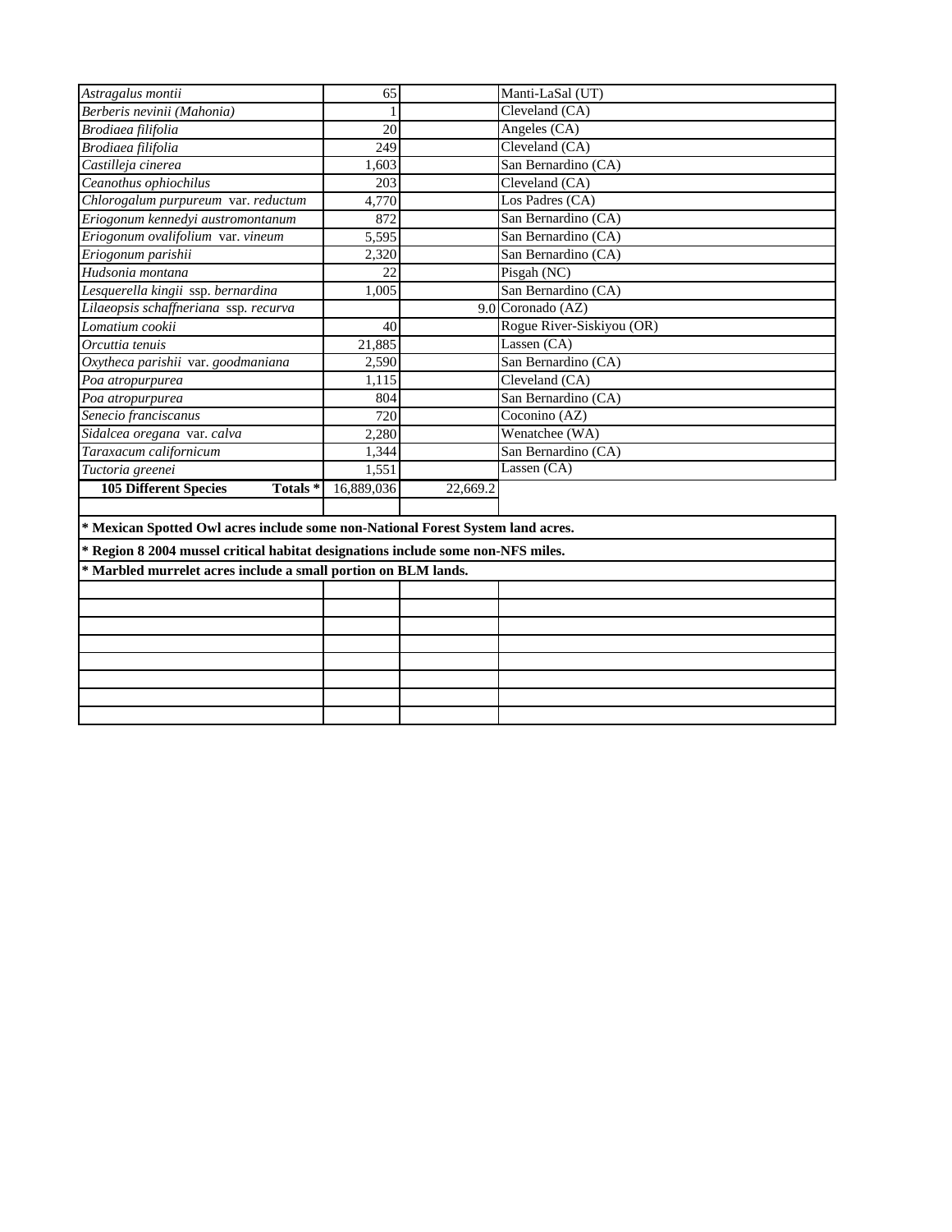| | | | |
|---|---|---|---|
| *Astragalus montii* | 65 | | Manti-LaSal (UT) |
| *Berberis nevinii (Mahonia)* | 1 | | Cleveland (CA) |
| *Brodiaea filifolia* | 20 | | Angeles (CA) |
| *Brodiaea filifolia* | 249 | | Cleveland (CA) |
| *Castilleja cinerea* | 1,603 | | San Bernardino (CA) |
| *Ceanothus ophiochilus* | 203 | | Cleveland (CA) |
| *Chlorogalum purpureum* var. *reductum* | 4,770 | | Los Padres (CA) |
| *Eriogonum kennedyi austromontanum* | 872 | | San Bernardino (CA) |
| *Eriogonum ovalifolium* var. *vineum* | 5,595 | | San Bernardino (CA) |
| *Eriogonum parishii* | 2,320 | | San Bernardino (CA) |
| *Hudsonia montana* | 22 | | Pisgah (NC) |
| *Lesquerella kingii* ssp. *bernardina* | 1,005 | | San Bernardino (CA) |
| *Lilaeopsis schaffneriana* ssp. *recurva* | | 9.0 | Coronado (AZ) |
| *Lomatium cookii* | 40 | | Rogue River-Siskiyou (OR) |
| *Orcuttia tenuis* | 21,885 | | Lassen (CA) |
| *Oxytheca parishii* var. *goodmaniana* | 2,590 | | San Bernardino (CA) |
| *Poa atropurpurea* | 1,115 | | Cleveland (CA) |
| *Poa atropurpurea* | 804 | | San Bernardino (CA) |
| *Senecio franciscanus* | 720 | | Coconino (AZ) |
| *Sidalcea oregana* var. *calva* | 2,280 | | Wenatchee (WA) |
| *Taraxacum californicum* | 1,344 | | San Bernardino (CA) |
| *Tuctoria greenei* | 1,551 | | Lassen (CA) |
| **105 Different Species Totals *** | 16,889,036 | 22,669.2 | |

**\* Mexican Spotted Owl acres include some non-National Forest System land acres.**

**\* Region 8 2004 mussel critical habitat designations include some non-NFS miles.**

**\* Marbled murrelet acres include a small portion on BLM lands.**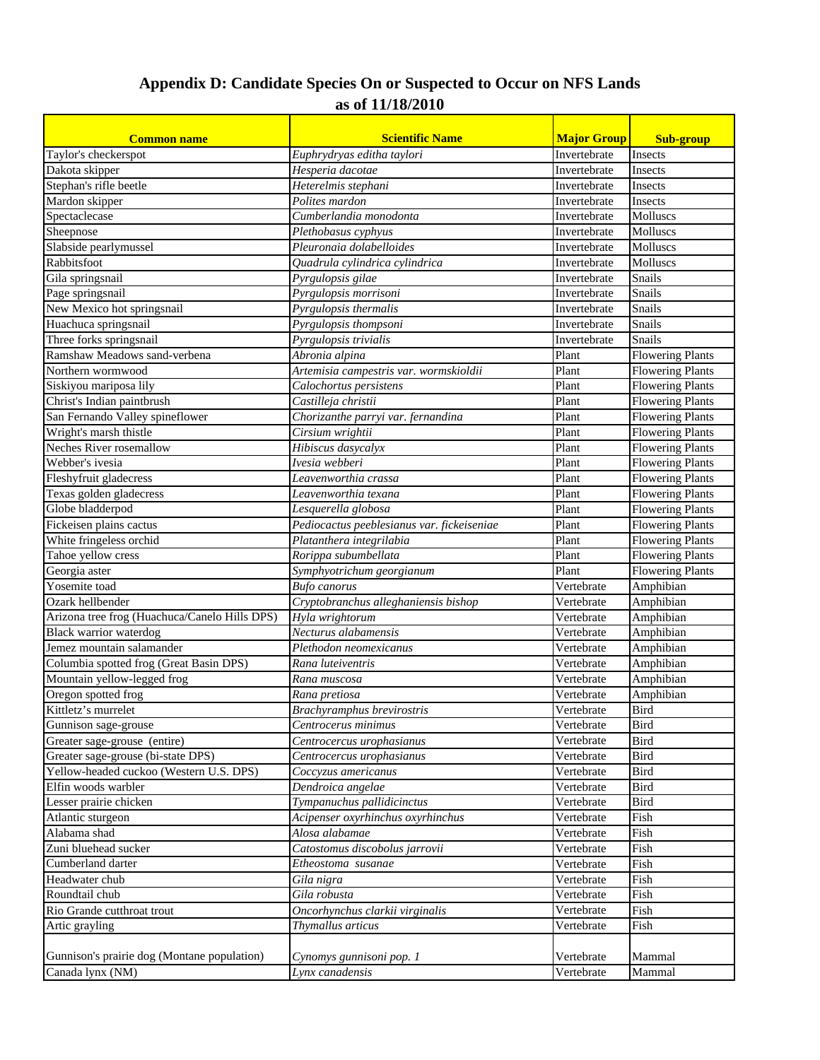# Appendix D: Candidate Species On or Suspected to Occur on NFS Lands as of 11/18/2010

| Common name | Scientific Name | Major Group | Sub-group |
|---|---|---|---|
| Taylor's checkerspot | *Euphrydryas editha taylori* | Invertebrate | Insects |
| Dakota skipper | *Hesperia dacotae* | Invertebrate | Insects |
| Stephan's rifle beetle | *Heterelmis stephani* | Invertebrate | Insects |
| Mardon skipper | *Polites mardon* | Invertebrate | Insects |
| Spectaclecase | *Cumberlandia monodonta* | Invertebrate | Molluscs |
| Sheepnose | *Plethobasus cyphyus* | Invertebrate | Molluscs |
| Slabside pearlymussel | *Pleuronaia dolabelloides* | Invertebrate | Molluscs |
| Rabbitsfoot | *Quadrula cylindrica cylindrica* | Invertebrate | Molluscs |
| Gila springsnail | *Pyrgulopsis gilae* | Invertebrate | Snails |
| Page springsnail | *Pyrgulopsis morrisoni* | Invertebrate | Snails |
| New Mexico hot springsnail | *Pyrgulopsis thermalis* | Invertebrate | Snails |
| Huachuca springsnail | *Pyrgulopsis thompsoni* | Invertebrate | Snails |
| Three forks springsnail | *Pyrgulopsis trivialis* | Invertebrate | Snails |
| Ramshaw Meadows sand-verbena | *Abronia alpina* | Plant | Flowering Plants |
| Northern wormwood | *Artemisia campestris var. wormskioldii* | Plant | Flowering Plants |
| Siskiyou mariposa lily | *Calochortus persistens* | Plant | Flowering Plants |
| Christ's Indian paintbrush | *Castilleja christii* | Plant | Flowering Plants |
| San Fernando Valley spineflower | *Chorizanthe parryi var. fernandina* | Plant | Flowering Plants |
| Wright's marsh thistle | *Cirsium wrightii* | Plant | Flowering Plants |
| Neches River rosemallow | *Hibiscus dasycalyx* | Plant | Flowering Plants |
| Webber's ivesia | *Ivesia webberi* | Plant | Flowering Plants |
| Fleshyfruit gladecress | *Leavenworthia crassa* | Plant | Flowering Plants |
| Texas golden gladecress | *Leavenworthia texana* | Plant | Flowering Plants |
| Globe bladderpod | *Lesquerella globosa* | Plant | Flowering Plants |
| Fickeisen plains cactus | *Pediocactus peeblesianus var. fickeiseniae* | Plant | Flowering Plants |
| White fringeless orchid | *Platanthera integrilabia* | Plant | Flowering Plants |
| Tahoe yellow cress | *Rorippa subumbellata* | Plant | Flowering Plants |
| Georgia aster | *Symphyotrichum georgianum* | Plant | Flowering Plants |
| Yosemite toad | *Bufo canorus* | Vertebrate | Amphibian |
| Ozark hellbender | *Cryptobranchus alleghaniensis bishop* | Vertebrate | Amphibian |
| Arizona tree frog (Huachuca/Canelo Hills DPS) | *Hyla wrightorum* | Vertebrate | Amphibian |
| Black warrior waterdog | *Necturus alabamensis* | Vertebrate | Amphibian |
| Jemez mountain salamander | *Plethodon neomexicanus* | Vertebrate | Amphibian |
| Columbia spotted frog (Great Basin DPS) | *Rana luteiventris* | Vertebrate | Amphibian |
| Mountain yellow-legged frog | *Rana muscosa* | Vertebrate | Amphibian |
| Oregon spotted frog | *Rana pretiosa* | Vertebrate | Amphibian |
| Kittletz's murrelet | *Brachyramphus brevirostris* | Vertebrate | Bird |
| Gunnison sage-grouse | *Centrocerus minimus* | Vertebrate | Bird |
| Greater sage-grouse (entire) | *Centrocercus urophasianus* | Vertebrate | Bird |
| Greater sage-grouse (bi-state DPS) | *Centrocercus urophasianus* | Vertebrate | Bird |
| Yellow-headed cuckoo (Western U.S. DPS) | *Coccyzus americanus* | Vertebrate | Bird |
| Elfin woods warbler | *Dendroica angelae* | Vertebrate | Bird |
| Lesser prairie chicken | *Tympanuchus pallidicinctus* | Vertebrate | Bird |
| Atlantic sturgeon | *Acipenser oxyrhinchus oxyrhinchus* | Vertebrate | Fish |
| Alabama shad | *Alosa alabamae* | Vertebrate | Fish |
| Zuni bluehead sucker | *Catostomus discobolus jarrovii* | Vertebrate | Fish |
| Cumberland darter | *Etheostoma susanae* | Vertebrate | Fish |
| Headwater chub | *Gila nigra* | Vertebrate | Fish |
| Roundtail chub | *Gila robusta* | Vertebrate | Fish |
| Rio Grande cutthroat trout | *Oncorhynchus clarkii virginalis* | Vertebrate | Fish |
| Artic grayling | *Thymallus articus* | Vertebrate | Fish |
| Gunnison's prairie dog (Montane population) | *Cynomys gunnisoni pop. 1* | Vertebrate | Mammal |
| Canada lynx (NM) | *Lynx canadensis* | Vertebrate | Mammal |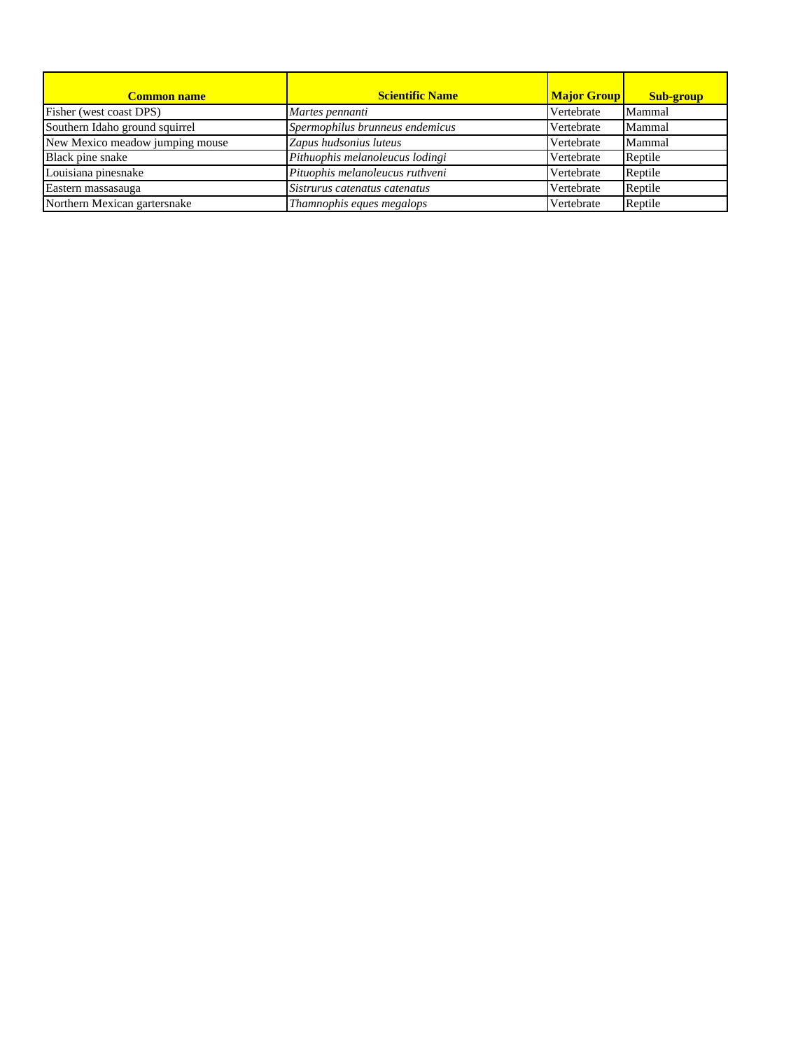| Common name | Scientific Name | Major Group | Sub-group |
|---|---|---|---|
| Fisher (west coast DPS) | *Martes pennanti* | Vertebrate | Mammal |
| Southern Idaho ground squirrel | *Spermophilus brunneus endemicus* | Vertebrate | Mammal |
| New Mexico meadow jumping mouse | *Zapus hudsonius luteus* | Vertebrate | Mammal |
| Black pine snake | *Pithuophis melanoleucus lodingi* | Vertebrate | Reptile |
| Louisiana pinesnake | *Pituophis melanoleucus ruthveni* | Vertebrate | Reptile |
| Eastern massasauga | *Sistrurus catenatus catenatus* | Vertebrate | Reptile |
| Northern Mexican gartersnake | *Thamnophis eques megalops* | Vertebrate | Reptile |